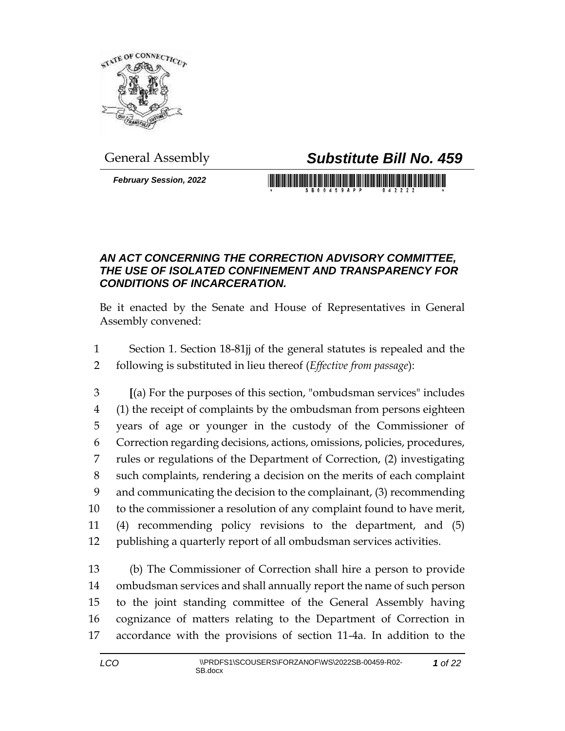General Assembly

# *Substitute Bill No. 459*

***February Session, 2022***

## *AN ACT CONCERNING THE CORRECTION ADVISORY COMMITTEE, THE USE OF ISOLATED CONFINEMENT AND TRANSPARENCY FOR CONDITIONS OF INCARCERATION.*

Be it enacted by the Senate and House of Representatives in General Assembly convened:

1 Section 1. Section 18-81jj of the general statutes is repealed and the
2 following is substituted in lieu thereof (*Effective from passage*):

3 **[**(a) For the purposes of this section, "ombudsman services" includes
4 (1) the receipt of complaints by the ombudsman from persons eighteen
5 years of age or younger in the custody of the Commissioner of
6 Correction regarding decisions, actions, omissions, policies, procedures,
7 rules or regulations of the Department of Correction, (2) investigating
8 such complaints, rendering a decision on the merits of each complaint
9 and communicating the decision to the complainant, (3) recommending
10 to the commissioner a resolution of any complaint found to have merit,
11 (4) recommending policy revisions to the department, and (5)
12 publishing a quarterly report of all ombudsman services activities.

13 (b) The Commissioner of Correction shall hire a person to provide
14 ombudsman services and shall annually report the name of such person
15 to the joint standing committee of the General Assembly having
16 cognizance of matters relating to the Department of Correction in
17 accordance with the provisions of section 11-4a. In addition to the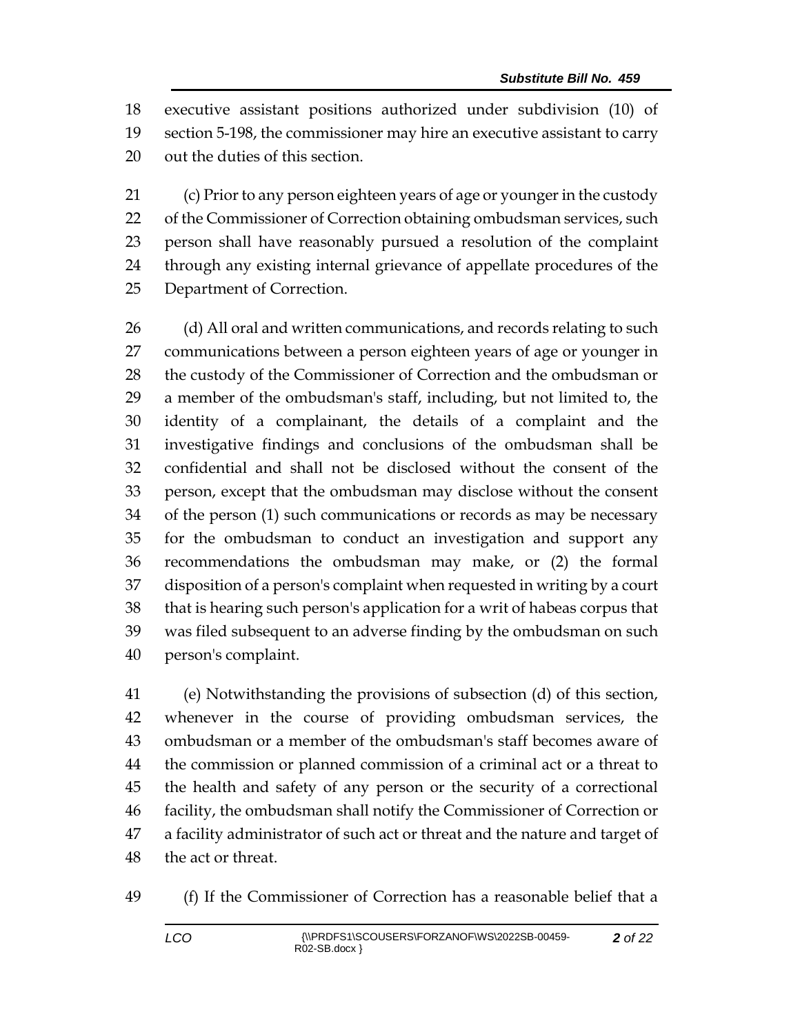executive assistant positions authorized under subdivision (10) of section 5-198, the commissioner may hire an executive assistant to carry out the duties of this section.

(c) Prior to any person eighteen years of age or younger in the custody of the Commissioner of Correction obtaining ombudsman services, such person shall have reasonably pursued a resolution of the complaint through any existing internal grievance of appellate procedures of the Department of Correction.

(d) All oral and written communications, and records relating to such communications between a person eighteen years of age or younger in the custody of the Commissioner of Correction and the ombudsman or a member of the ombudsman's staff, including, but not limited to, the identity of a complainant, the details of a complaint and the investigative findings and conclusions of the ombudsman shall be confidential and shall not be disclosed without the consent of the person, except that the ombudsman may disclose without the consent of the person (1) such communications or records as may be necessary for the ombudsman to conduct an investigation and support any recommendations the ombudsman may make, or (2) the formal disposition of a person's complaint when requested in writing by a court that is hearing such person's application for a writ of habeas corpus that was filed subsequent to an adverse finding by the ombudsman on such person's complaint.

(e) Notwithstanding the provisions of subsection (d) of this section, whenever in the course of providing ombudsman services, the ombudsman or a member of the ombudsman's staff becomes aware of the commission or planned commission of a criminal act or a threat to the health and safety of any person or the security of a correctional facility, the ombudsman shall notify the Commissioner of Correction or a facility administrator of such act or threat and the nature and target of the act or threat.

(f) If the Commissioner of Correction has a reasonable belief that a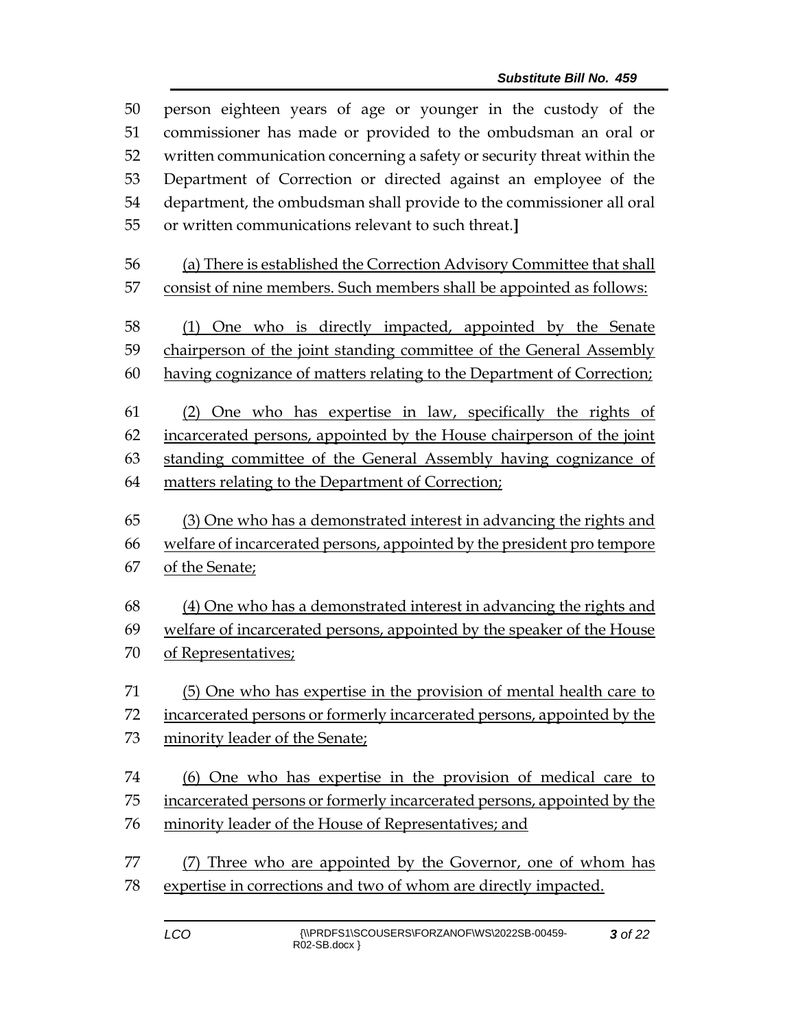person eighteen years of age or younger in the custody of the commissioner has made or provided to the ombudsman an oral or written communication concerning a safety or security threat within the Department of Correction or directed against an employee of the department, the ombudsman shall provide to the commissioner all oral or written communications relevant to such threat.**]**

<u>(a) There is established the Correction Advisory Committee that shall consist of nine members. Such members shall be appointed as follows:</u>

<u>(1) One who is directly impacted, appointed by the Senate chairperson of the joint standing committee of the General Assembly having cognizance of matters relating to the Department of Correction;</u>

<u>(2) One who has expertise in law, specifically the rights of incarcerated persons, appointed by the House chairperson of the joint standing committee of the General Assembly having cognizance of matters relating to the Department of Correction;</u>

<u>(3) One who has a demonstrated interest in advancing the rights and welfare of incarcerated persons, appointed by the president pro tempore of the Senate;</u>

<u>(4) One who has a demonstrated interest in advancing the rights and welfare of incarcerated persons, appointed by the speaker of the House of Representatives;</u>

<u>(5) One who has expertise in the provision of mental health care to incarcerated persons or formerly incarcerated persons, appointed by the minority leader of the Senate;</u>

<u>(6) One who has expertise in the provision of medical care to incarcerated persons or formerly incarcerated persons, appointed by the minority leader of the House of Representatives; and</u>

<u>(7) Three who are appointed by the Governor, one of whom has expertise in corrections and two of whom are directly impacted.</u>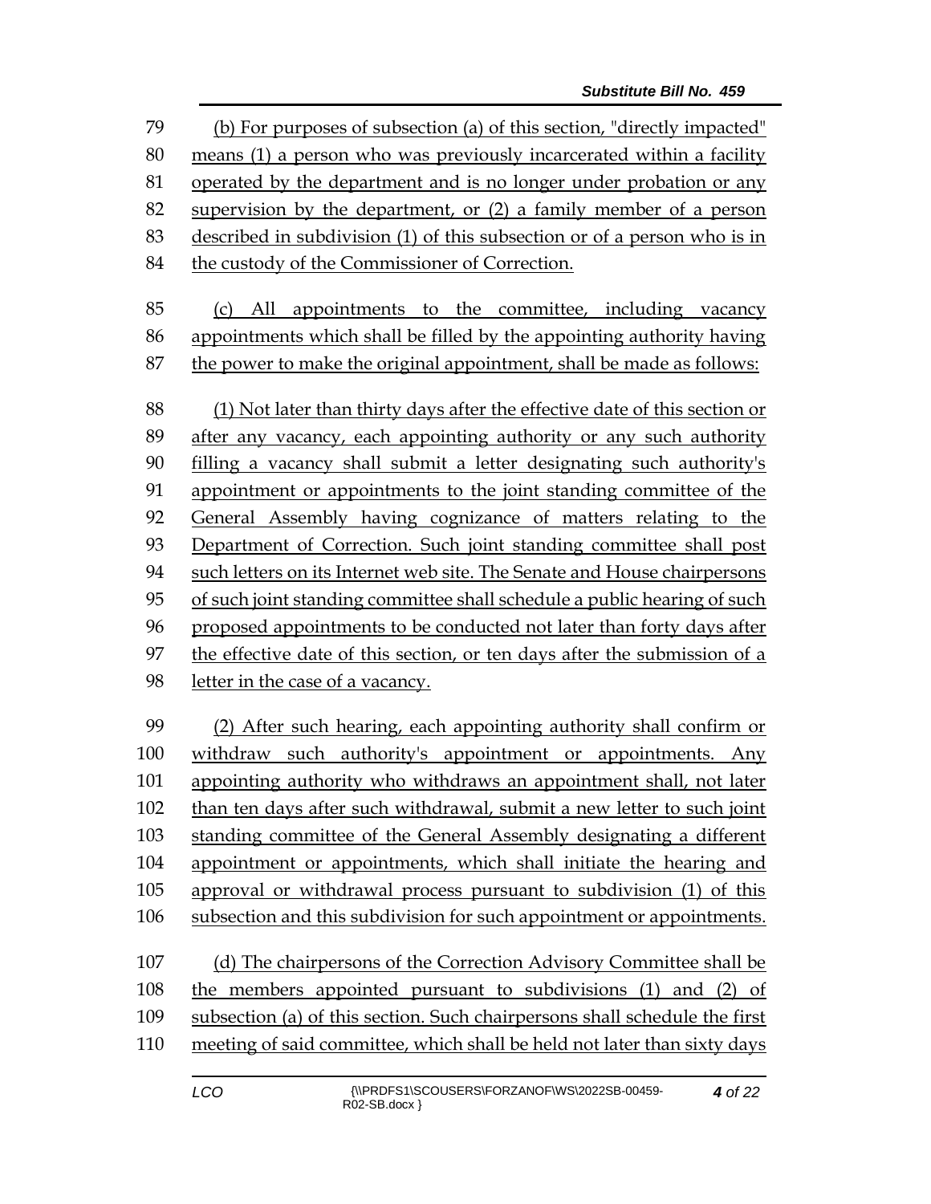(b) For purposes of subsection (a) of this section, "directly impacted" means (1) a person who was previously incarcerated within a facility operated by the department and is no longer under probation or any supervision by the department, or (2) a family member of a person described in subdivision (1) of this subsection or of a person who is in the custody of the Commissioner of Correction.

(c) All appointments to the committee, including vacancy appointments which shall be filled by the appointing authority having the power to make the original appointment, shall be made as follows:

(1) Not later than thirty days after the effective date of this section or after any vacancy, each appointing authority or any such authority filling a vacancy shall submit a letter designating such authority's appointment or appointments to the joint standing committee of the General Assembly having cognizance of matters relating to the Department of Correction. Such joint standing committee shall post such letters on its Internet web site. The Senate and House chairpersons of such joint standing committee shall schedule a public hearing of such proposed appointments to be conducted not later than forty days after the effective date of this section, or ten days after the submission of a letter in the case of a vacancy.

(2) After such hearing, each appointing authority shall confirm or withdraw such authority's appointment or appointments. Any appointing authority who withdraws an appointment shall, not later than ten days after such withdrawal, submit a new letter to such joint standing committee of the General Assembly designating a different appointment or appointments, which shall initiate the hearing and approval or withdrawal process pursuant to subdivision (1) of this subsection and this subdivision for such appointment or appointments.

(d) The chairpersons of the Correction Advisory Committee shall be the members appointed pursuant to subdivisions (1) and (2) of subsection (a) of this section. Such chairpersons shall schedule the first meeting of said committee, which shall be held not later than sixty days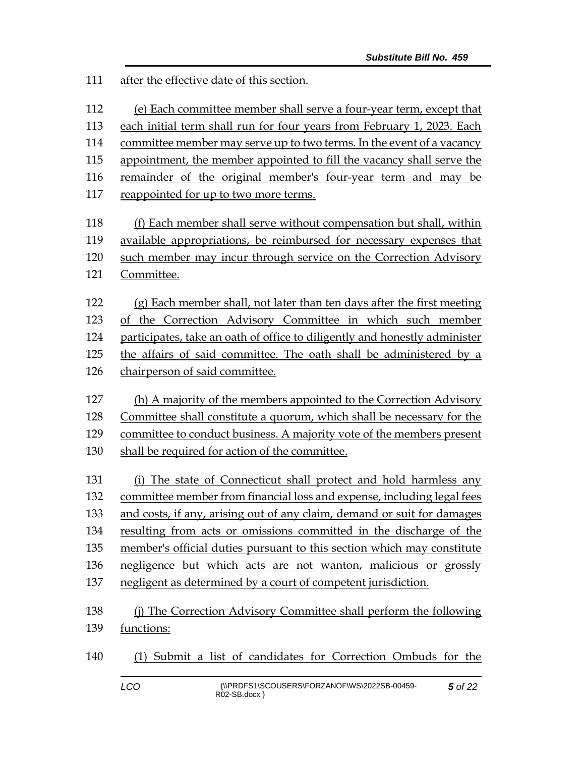after the effective date of this section.

(e) Each committee member shall serve a four-year term, except that each initial term shall run for four years from February 1, 2023. Each committee member may serve up to two terms. In the event of a vacancy appointment, the member appointed to fill the vacancy shall serve the remainder of the original member's four-year term and may be reappointed for up to two more terms.

(f) Each member shall serve without compensation but shall, within available appropriations, be reimbursed for necessary expenses that such member may incur through service on the Correction Advisory Committee.

(g) Each member shall, not later than ten days after the first meeting of the Correction Advisory Committee in which such member participates, take an oath of office to diligently and honestly administer the affairs of said committee. The oath shall be administered by a chairperson of said committee.

(h) A majority of the members appointed to the Correction Advisory Committee shall constitute a quorum, which shall be necessary for the committee to conduct business. A majority vote of the members present shall be required for action of the committee.

(i) The state of Connecticut shall protect and hold harmless any committee member from financial loss and expense, including legal fees and costs, if any, arising out of any claim, demand or suit for damages resulting from acts or omissions committed in the discharge of the member's official duties pursuant to this section which may constitute negligence but which acts are not wanton, malicious or grossly negligent as determined by a court of competent jurisdiction.

(j) The Correction Advisory Committee shall perform the following functions:

(1) Submit a list of candidates for Correction Ombuds for the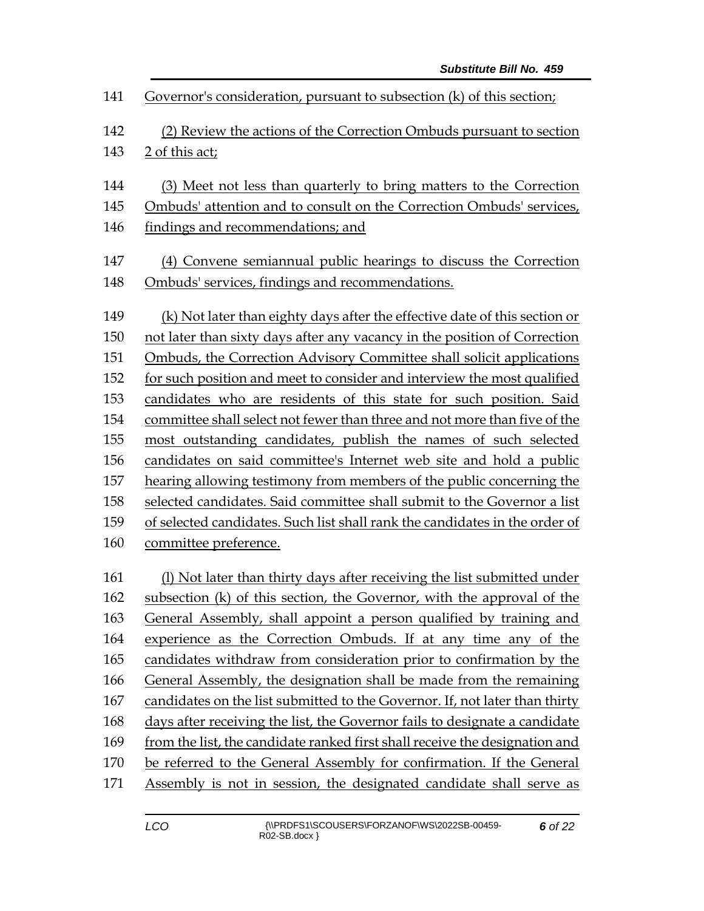Governor's consideration, pursuant to subsection (k) of this section;

(2) Review the actions of the Correction Ombuds pursuant to section 2 of this act;

(3) Meet not less than quarterly to bring matters to the Correction Ombuds' attention and to consult on the Correction Ombuds' services, findings and recommendations; and

(4) Convene semiannual public hearings to discuss the Correction Ombuds' services, findings and recommendations.

(k) Not later than eighty days after the effective date of this section or not later than sixty days after any vacancy in the position of Correction Ombuds, the Correction Advisory Committee shall solicit applications for such position and meet to consider and interview the most qualified candidates who are residents of this state for such position. Said committee shall select not fewer than three and not more than five of the most outstanding candidates, publish the names of such selected candidates on said committee's Internet web site and hold a public hearing allowing testimony from members of the public concerning the selected candidates. Said committee shall submit to the Governor a list of selected candidates. Such list shall rank the candidates in the order of committee preference.

(l) Not later than thirty days after receiving the list submitted under subsection (k) of this section, the Governor, with the approval of the General Assembly, shall appoint a person qualified by training and experience as the Correction Ombuds. If at any time any of the candidates withdraw from consideration prior to confirmation by the General Assembly, the designation shall be made from the remaining candidates on the list submitted to the Governor. If, not later than thirty days after receiving the list, the Governor fails to designate a candidate from the list, the candidate ranked first shall receive the designation and be referred to the General Assembly for confirmation. If the General Assembly is not in session, the designated candidate shall serve as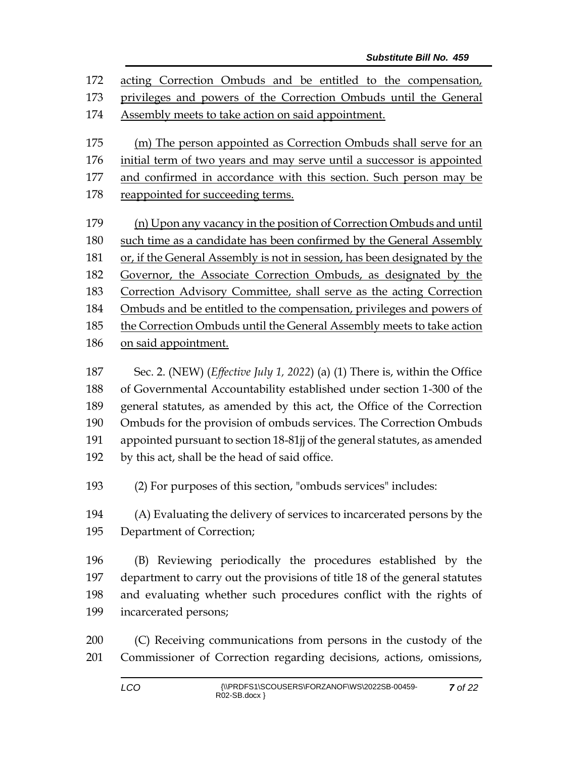172 acting Correction Ombuds and be entitled to the compensation,
173 privileges and powers of the Correction Ombuds until the General
174 Assembly meets to take action on said appointment.

175 (m) The person appointed as Correction Ombuds shall serve for an
176 initial term of two years and may serve until a successor is appointed
177 and confirmed in accordance with this section. Such person may be
178 reappointed for succeeding terms.

179 (n) Upon any vacancy in the position of Correction Ombuds and until
180 such time as a candidate has been confirmed by the General Assembly
181 or, if the General Assembly is not in session, has been designated by the
182 Governor, the Associate Correction Ombuds, as designated by the
183 Correction Advisory Committee, shall serve as the acting Correction
184 Ombuds and be entitled to the compensation, privileges and powers of
185 the Correction Ombuds until the General Assembly meets to take action
186 on said appointment.

187 Sec. 2. (NEW) (*Effective July 1, 2022*) (a) (1) There is, within the Office
188 of Governmental Accountability established under section 1-300 of the
189 general statutes, as amended by this act, the Office of the Correction
190 Ombuds for the provision of ombuds services. The Correction Ombuds
191 appointed pursuant to section 18-81jj of the general statutes, as amended
192 by this act, shall be the head of said office.

193 (2) For purposes of this section, "ombuds services" includes:

194 (A) Evaluating the delivery of services to incarcerated persons by the
195 Department of Correction;

196 (B) Reviewing periodically the procedures established by the
197 department to carry out the provisions of title 18 of the general statutes
198 and evaluating whether such procedures conflict with the rights of
199 incarcerated persons;

200 (C) Receiving communications from persons in the custody of the
201 Commissioner of Correction regarding decisions, actions, omissions,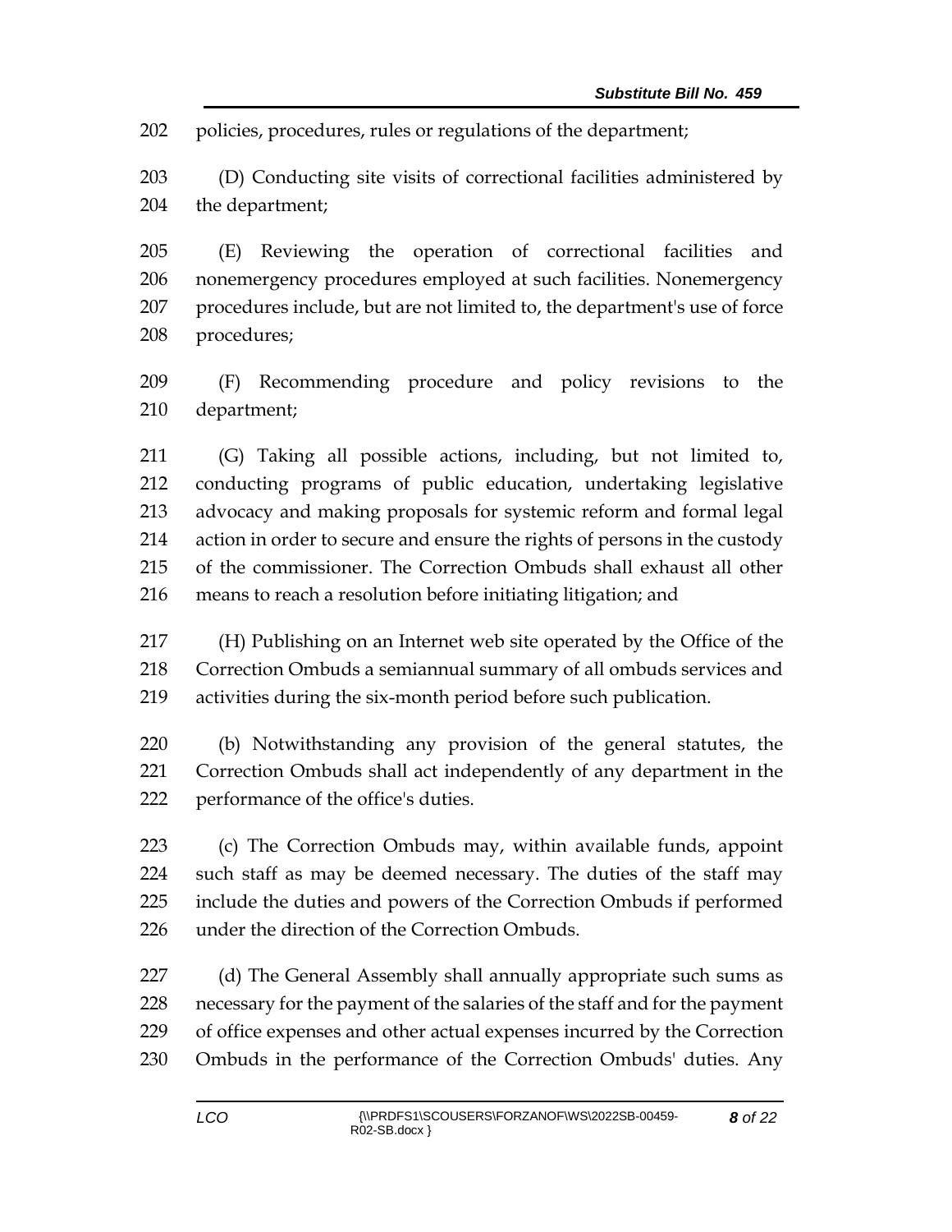policies, procedures, rules or regulations of the department;

(D) Conducting site visits of correctional facilities administered by the department;

(E) Reviewing the operation of correctional facilities and nonemergency procedures employed at such facilities. Nonemergency procedures include, but are not limited to, the department's use of force procedures;

(F) Recommending procedure and policy revisions to the department;

(G) Taking all possible actions, including, but not limited to, conducting programs of public education, undertaking legislative advocacy and making proposals for systemic reform and formal legal action in order to secure and ensure the rights of persons in the custody of the commissioner. The Correction Ombuds shall exhaust all other means to reach a resolution before initiating litigation; and

(H) Publishing on an Internet web site operated by the Office of the Correction Ombuds a semiannual summary of all ombuds services and activities during the six-month period before such publication.

(b) Notwithstanding any provision of the general statutes, the Correction Ombuds shall act independently of any department in the performance of the office's duties.

(c) The Correction Ombuds may, within available funds, appoint such staff as may be deemed necessary. The duties of the staff may include the duties and powers of the Correction Ombuds if performed under the direction of the Correction Ombuds.

(d) The General Assembly shall annually appropriate such sums as necessary for the payment of the salaries of the staff and for the payment of office expenses and other actual expenses incurred by the Correction Ombuds in the performance of the Correction Ombuds' duties. Any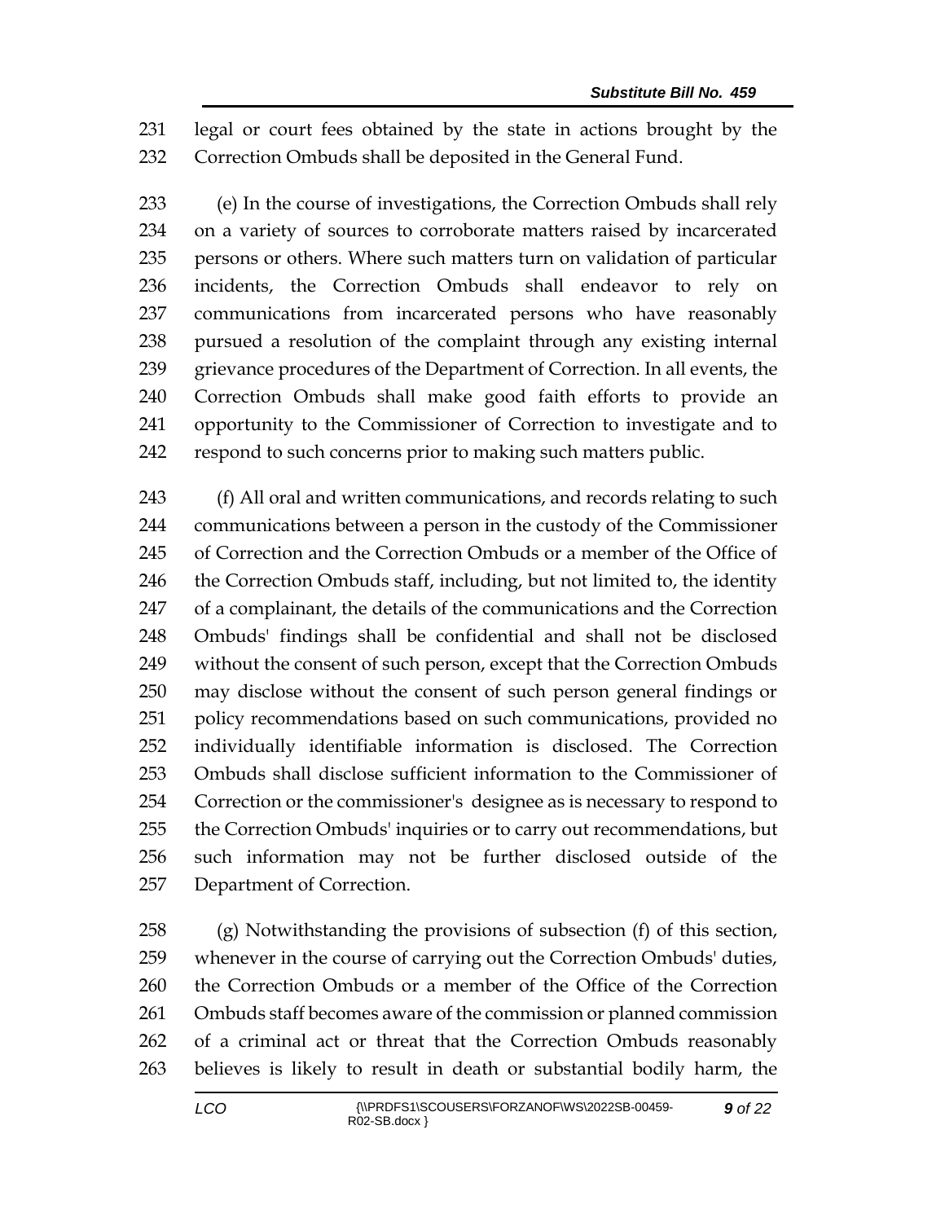legal or court fees obtained by the state in actions brought by the Correction Ombuds shall be deposited in the General Fund.

(e) In the course of investigations, the Correction Ombuds shall rely on a variety of sources to corroborate matters raised by incarcerated persons or others. Where such matters turn on validation of particular incidents, the Correction Ombuds shall endeavor to rely on communications from incarcerated persons who have reasonably pursued a resolution of the complaint through any existing internal grievance procedures of the Department of Correction. In all events, the Correction Ombuds shall make good faith efforts to provide an opportunity to the Commissioner of Correction to investigate and to respond to such concerns prior to making such matters public.

(f) All oral and written communications, and records relating to such communications between a person in the custody of the Commissioner of Correction and the Correction Ombuds or a member of the Office of the Correction Ombuds staff, including, but not limited to, the identity of a complainant, the details of the communications and the Correction Ombuds' findings shall be confidential and shall not be disclosed without the consent of such person, except that the Correction Ombuds may disclose without the consent of such person general findings or policy recommendations based on such communications, provided no individually identifiable information is disclosed. The Correction Ombuds shall disclose sufficient information to the Commissioner of Correction or the commissioner's designee as is necessary to respond to the Correction Ombuds' inquiries or to carry out recommendations, but such information may not be further disclosed outside of the Department of Correction.

(g) Notwithstanding the provisions of subsection (f) of this section, whenever in the course of carrying out the Correction Ombuds' duties, the Correction Ombuds or a member of the Office of the Correction Ombuds staff becomes aware of the commission or planned commission of a criminal act or threat that the Correction Ombuds reasonably believes is likely to result in death or substantial bodily harm, the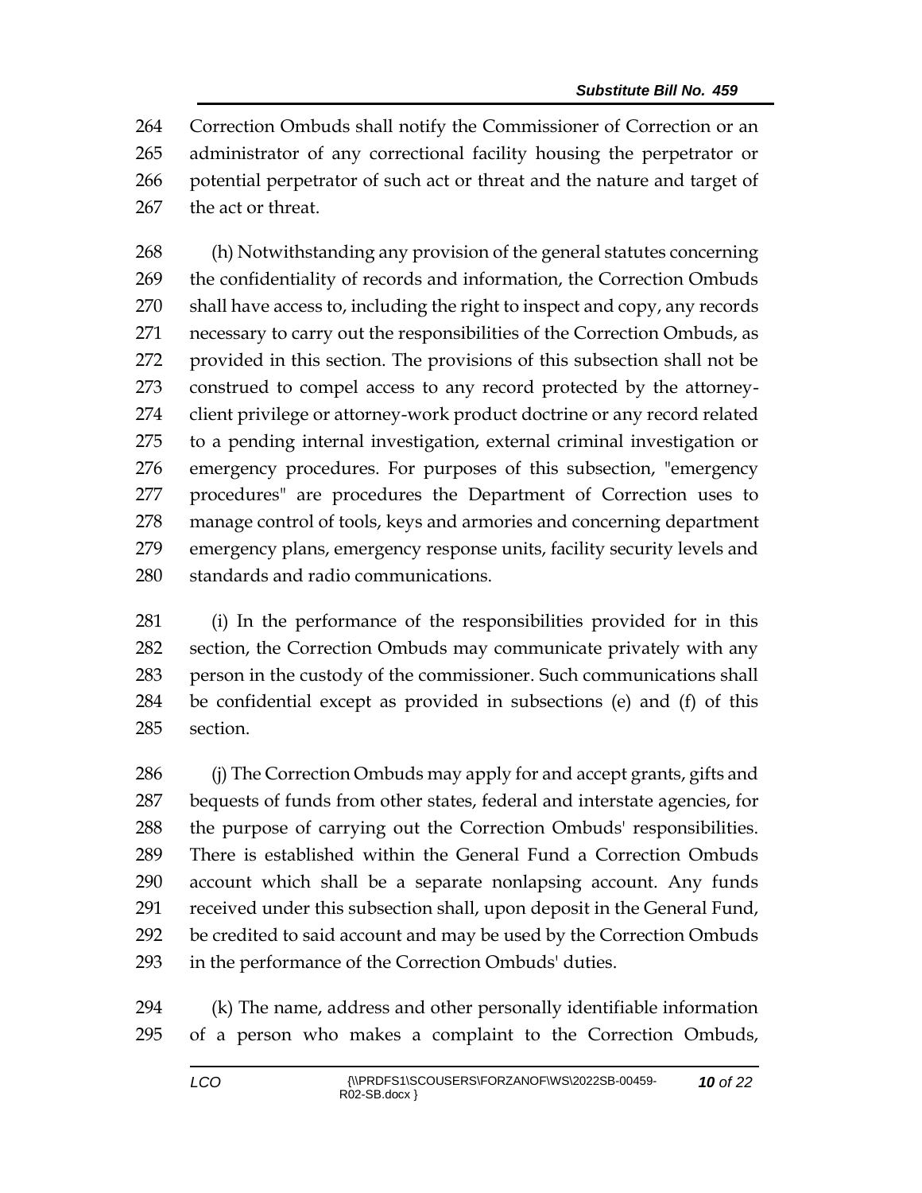Correction Ombuds shall notify the Commissioner of Correction or an administrator of any correctional facility housing the perpetrator or potential perpetrator of such act or threat and the nature and target of the act or threat.

(h) Notwithstanding any provision of the general statutes concerning the confidentiality of records and information, the Correction Ombuds shall have access to, including the right to inspect and copy, any records necessary to carry out the responsibilities of the Correction Ombuds, as provided in this section. The provisions of this subsection shall not be construed to compel access to any record protected by the attorney-client privilege or attorney-work product doctrine or any record related to a pending internal investigation, external criminal investigation or emergency procedures. For purposes of this subsection, "emergency procedures" are procedures the Department of Correction uses to manage control of tools, keys and armories and concerning department emergency plans, emergency response units, facility security levels and standards and radio communications.

(i) In the performance of the responsibilities provided for in this section, the Correction Ombuds may communicate privately with any person in the custody of the commissioner. Such communications shall be confidential except as provided in subsections (e) and (f) of this section.

(j) The Correction Ombuds may apply for and accept grants, gifts and bequests of funds from other states, federal and interstate agencies, for the purpose of carrying out the Correction Ombuds' responsibilities. There is established within the General Fund a Correction Ombuds account which shall be a separate nonlapsing account. Any funds received under this subsection shall, upon deposit in the General Fund, be credited to said account and may be used by the Correction Ombuds in the performance of the Correction Ombuds' duties.

(k) The name, address and other personally identifiable information of a person who makes a complaint to the Correction Ombuds,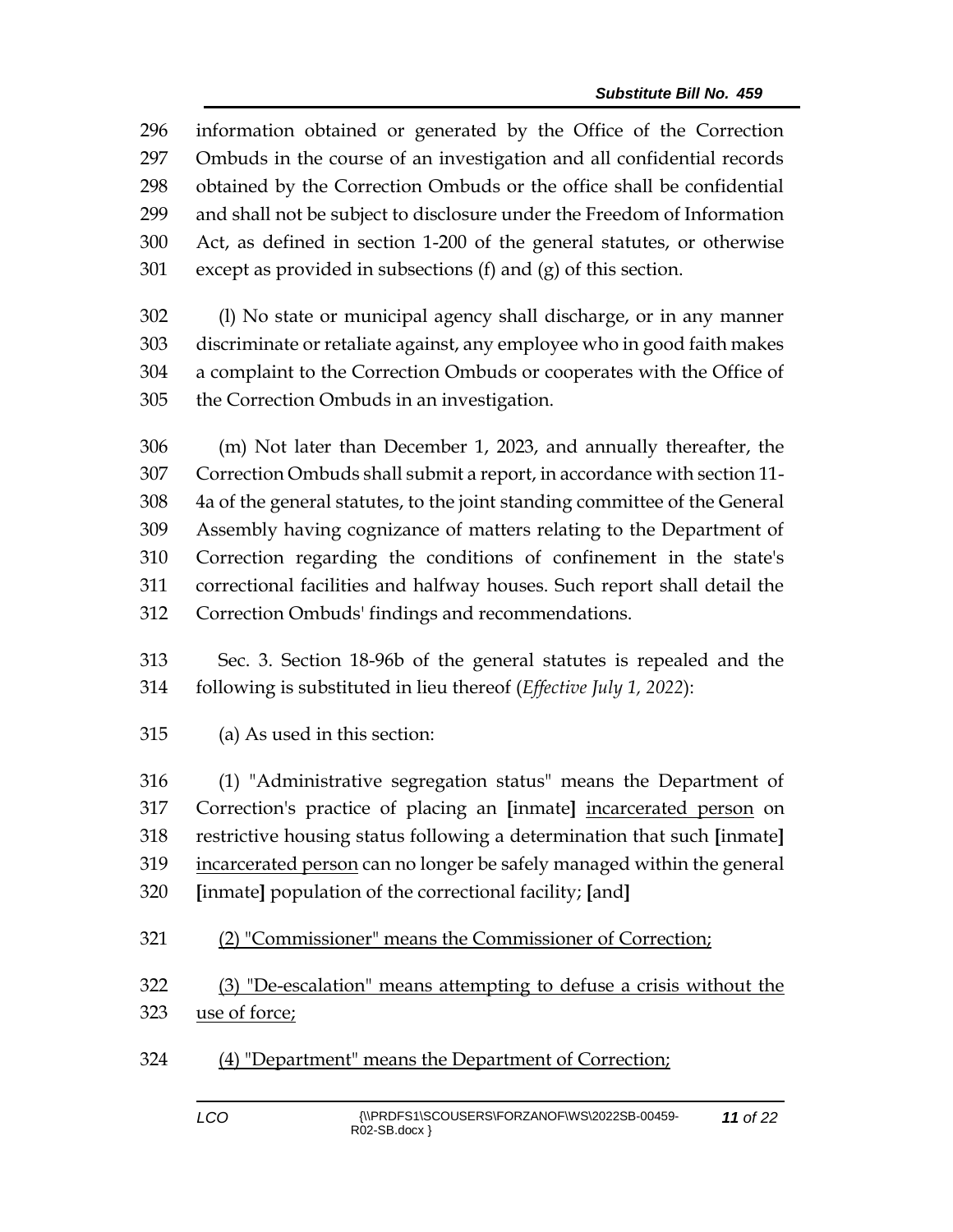296 information obtained or generated by the Office of the Correction
297 Ombuds in the course of an investigation and all confidential records
298 obtained by the Correction Ombuds or the office shall be confidential
299 and shall not be subject to disclosure under the Freedom of Information
300 Act, as defined in section 1-200 of the general statutes, or otherwise
301 except as provided in subsections (f) and (g) of this section.

302 (l) No state or municipal agency shall discharge, or in any manner
303 discriminate or retaliate against, any employee who in good faith makes
304 a complaint to the Correction Ombuds or cooperates with the Office of
305 the Correction Ombuds in an investigation.

306 (m) Not later than December 1, 2023, and annually thereafter, the
307 Correction Ombuds shall submit a report, in accordance with section 11-
308 4a of the general statutes, to the joint standing committee of the General
309 Assembly having cognizance of matters relating to the Department of
310 Correction regarding the conditions of confinement in the state's
311 correctional facilities and halfway houses. Such report shall detail the
312 Correction Ombuds' findings and recommendations.

313 Sec. 3. Section 18-96b of the general statutes is repealed and the
314 following is substituted in lieu thereof (*Effective July 1, 2022*):

315 (a) As used in this section:

316 (1) "Administrative segregation status" means the Department of
317 Correction's practice of placing an **[**inmate**]** <u>incarcerated person</u> on
318 restrictive housing status following a determination that such **[**inmate**]**
319 <u>incarcerated person</u> can no longer be safely managed within the general
320 **[**inmate**]** population of the correctional facility; **[**and**]**

321 <u>(2) "Commissioner" means the Commissioner of Correction;</u>

322 <u>(3) "De-escalation" means attempting to defuse a crisis without the</u>
323 <u>use of force;</u>

324 <u>(4) "Department" means the Department of Correction;</u>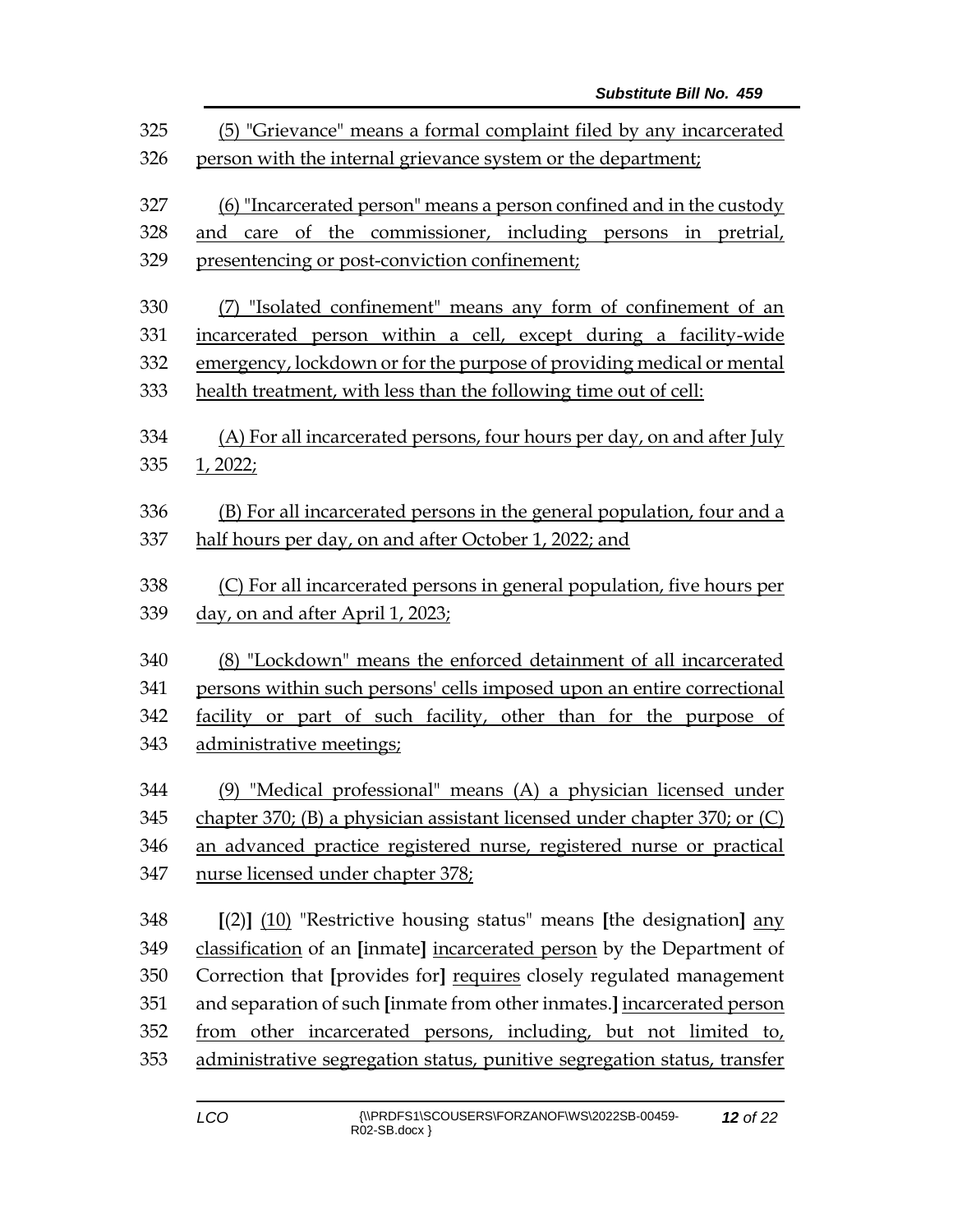325 (5) "Grievance" means a formal complaint filed by any incarcerated
326 person with the internal grievance system or the department;

327 (6) "Incarcerated person" means a person confined and in the custody
328 and care of the commissioner, including persons in pretrial,
329 presentencing or post-conviction confinement;

330 (7) "Isolated confinement" means any form of confinement of an
331 incarcerated person within a cell, except during a facility-wide
332 emergency, lockdown or for the purpose of providing medical or mental
333 health treatment, with less than the following time out of cell:

334 (A) For all incarcerated persons, four hours per day, on and after July
335 1, 2022;

336 (B) For all incarcerated persons in the general population, four and a
337 half hours per day, on and after October 1, 2022; and

338 (C) For all incarcerated persons in general population, five hours per
339 day, on and after April 1, 2023;

340 (8) "Lockdown" means the enforced detainment of all incarcerated
341 persons within such persons' cells imposed upon an entire correctional
342 facility or part of such facility, other than for the purpose of
343 administrative meetings;

344 (9) "Medical professional" means (A) a physician licensed under
345 chapter 370; (B) a physician assistant licensed under chapter 370; or (C)
346 an advanced practice registered nurse, registered nurse or practical
347 nurse licensed under chapter 378;

348 [(2)] (10) "Restrictive housing status" means [the designation] any
349 classification of an [inmate] incarcerated person by the Department of
350 Correction that [provides for] requires closely regulated management
351 and separation of such [inmate from other inmates.] incarcerated person
352 from other incarcerated persons, including, but not limited to,
353 administrative segregation status, punitive segregation status, transfer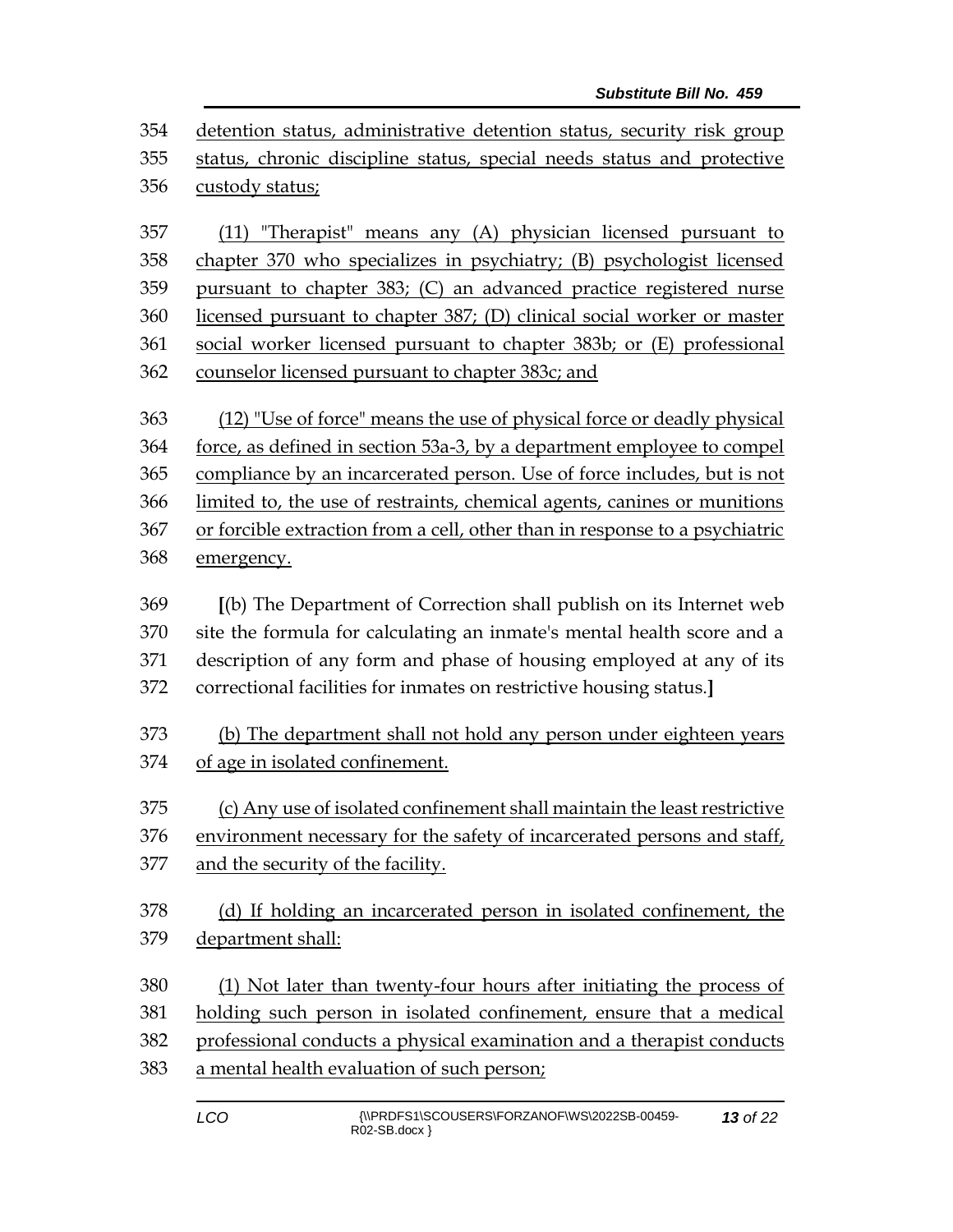354 detention status, administrative detention status, security risk group
355 status, chronic discipline status, special needs status and protective
356 custody status;

357 (11) "Therapist" means any (A) physician licensed pursuant to
358 chapter 370 who specializes in psychiatry; (B) psychologist licensed
359 pursuant to chapter 383; (C) an advanced practice registered nurse
360 licensed pursuant to chapter 387; (D) clinical social worker or master
361 social worker licensed pursuant to chapter 383b; or (E) professional
362 counselor licensed pursuant to chapter 383c; and

363 (12) "Use of force" means the use of physical force or deadly physical
364 force, as defined in section 53a-3, by a department employee to compel
365 compliance by an incarcerated person. Use of force includes, but is not
366 limited to, the use of restraints, chemical agents, canines or munitions
367 or forcible extraction from a cell, other than in response to a psychiatric
368 emergency.

369 **[**(b) The Department of Correction shall publish on its Internet web
370 site the formula for calculating an inmate's mental health score and a
371 description of any form and phase of housing employed at any of its
372 correctional facilities for inmates on restrictive housing status.**]**

373 (b) The department shall not hold any person under eighteen years
374 of age in isolated confinement.

375 (c) Any use of isolated confinement shall maintain the least restrictive
376 environment necessary for the safety of incarcerated persons and staff,
377 and the security of the facility.

378 (d) If holding an incarcerated person in isolated confinement, the
379 department shall:

380 (1) Not later than twenty-four hours after initiating the process of
381 holding such person in isolated confinement, ensure that a medical
382 professional conducts a physical examination and a therapist conducts
383 a mental health evaluation of such person;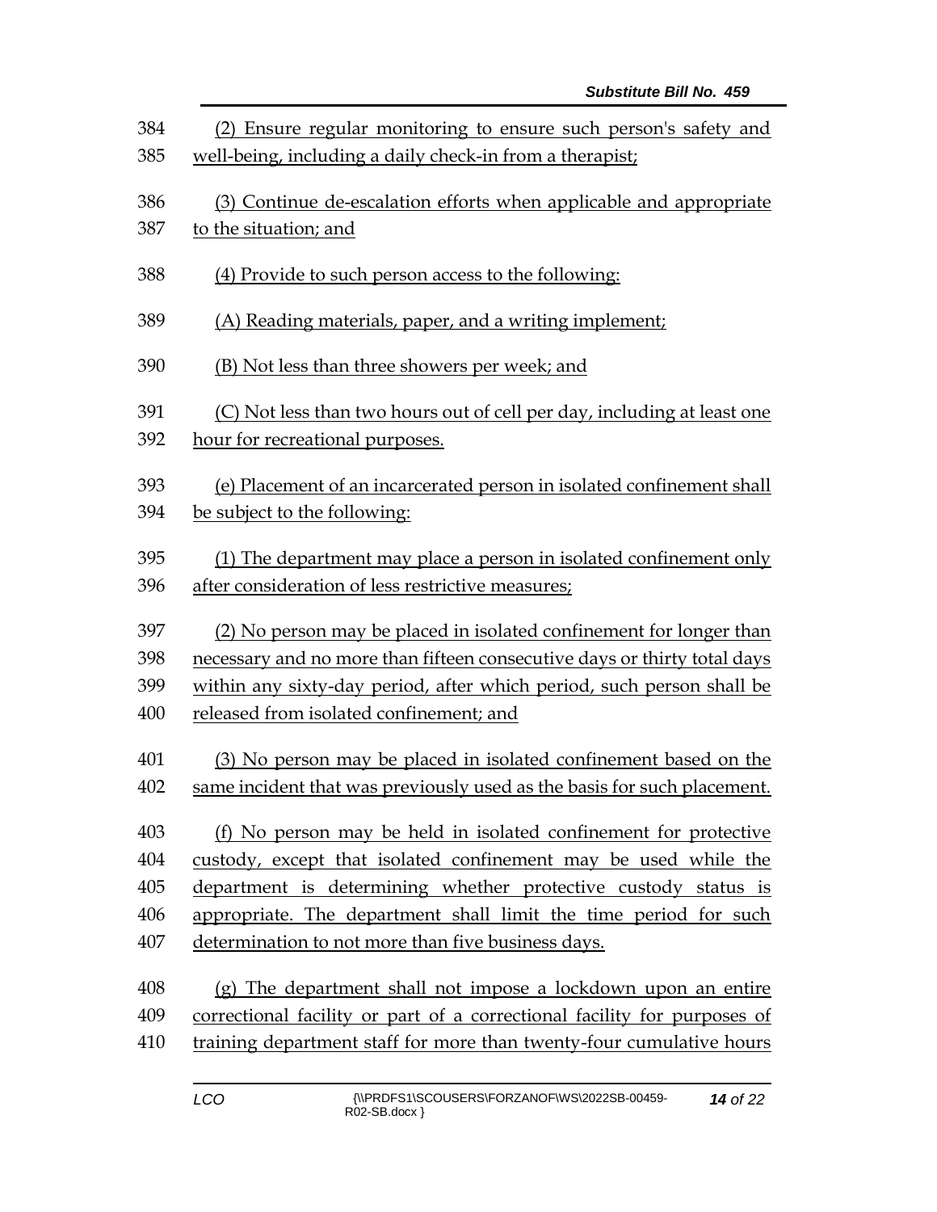(2) Ensure regular monitoring to ensure such person's safety and well-being, including a daily check-in from a therapist;

(3) Continue de-escalation efforts when applicable and appropriate to the situation; and

(4) Provide to such person access to the following:

(A) Reading materials, paper, and a writing implement;

(B) Not less than three showers per week; and

(C) Not less than two hours out of cell per day, including at least one hour for recreational purposes.

(e) Placement of an incarcerated person in isolated confinement shall be subject to the following:

(1) The department may place a person in isolated confinement only after consideration of less restrictive measures;

(2) No person may be placed in isolated confinement for longer than necessary and no more than fifteen consecutive days or thirty total days within any sixty-day period, after which period, such person shall be released from isolated confinement; and

(3) No person may be placed in isolated confinement based on the same incident that was previously used as the basis for such placement.

(f) No person may be held in isolated confinement for protective custody, except that isolated confinement may be used while the department is determining whether protective custody status is appropriate. The department shall limit the time period for such determination to not more than five business days.

(g) The department shall not impose a lockdown upon an entire correctional facility or part of a correctional facility for purposes of training department staff for more than twenty-four cumulative hours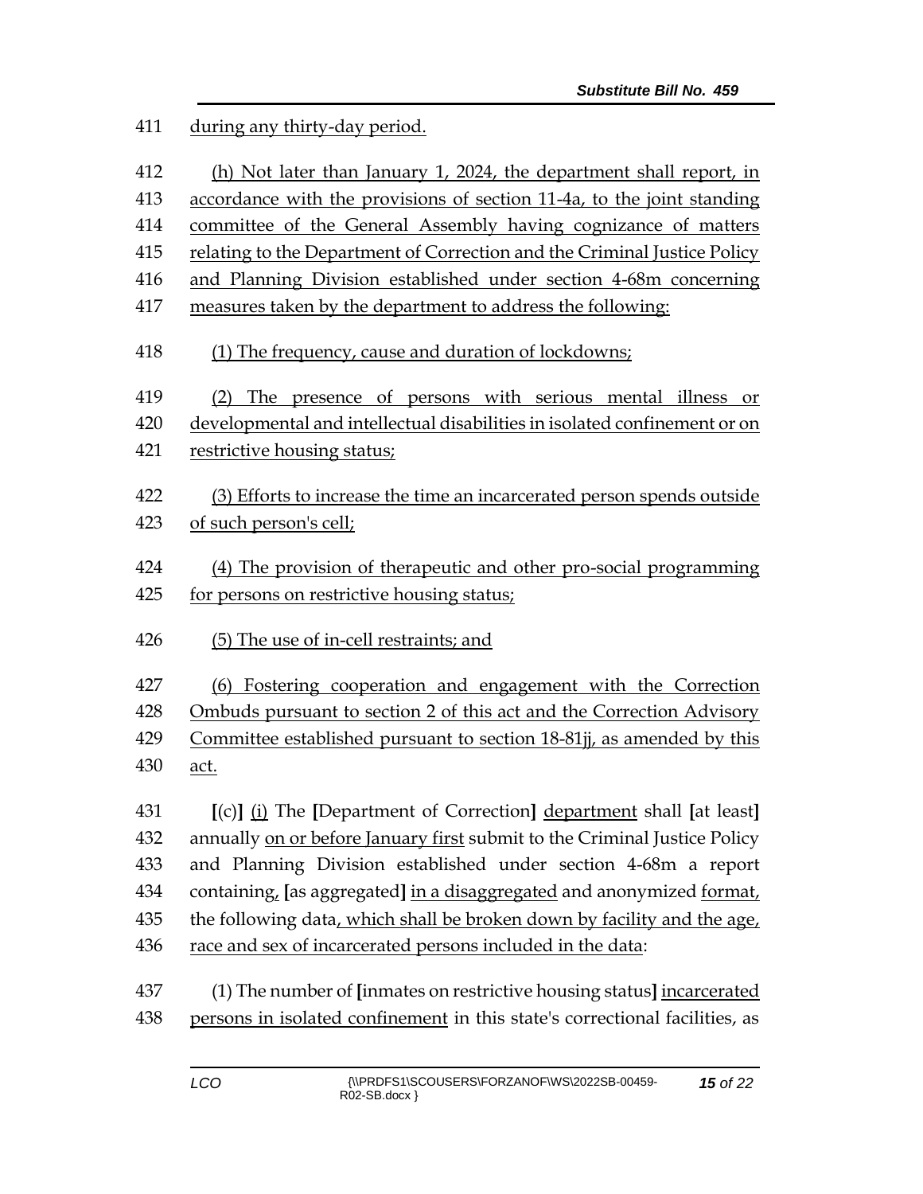during any thirty-day period.

(h) Not later than January 1, 2024, the department shall report, in accordance with the provisions of section 11-4a, to the joint standing committee of the General Assembly having cognizance of matters relating to the Department of Correction and the Criminal Justice Policy and Planning Division established under section 4-68m concerning measures taken by the department to address the following:

(1) The frequency, cause and duration of lockdowns;

(2) The presence of persons with serious mental illness or developmental and intellectual disabilities in isolated confinement or on restrictive housing status;

(3) Efforts to increase the time an incarcerated person spends outside of such person's cell;

(4) The provision of therapeutic and other pro-social programming for persons on restrictive housing status;

(5) The use of in-cell restraints; and

(6) Fostering cooperation and engagement with the Correction Ombuds pursuant to section 2 of this act and the Correction Advisory Committee established pursuant to section 18-81jj, as amended by this act.

**[**(c)**]** (i) The **[**Department of Correction**]** department shall **[**at least**]** annually on or before January first submit to the Criminal Justice Policy and Planning Division established under section 4-68m a report containing, **[**as aggregated**]** in a disaggregated and anonymized format, the following data, which shall be broken down by facility and the age, race and sex of incarcerated persons included in the data:

(1) The number of **[**inmates on restrictive housing status**]** incarcerated persons in isolated confinement in this state's correctional facilities, as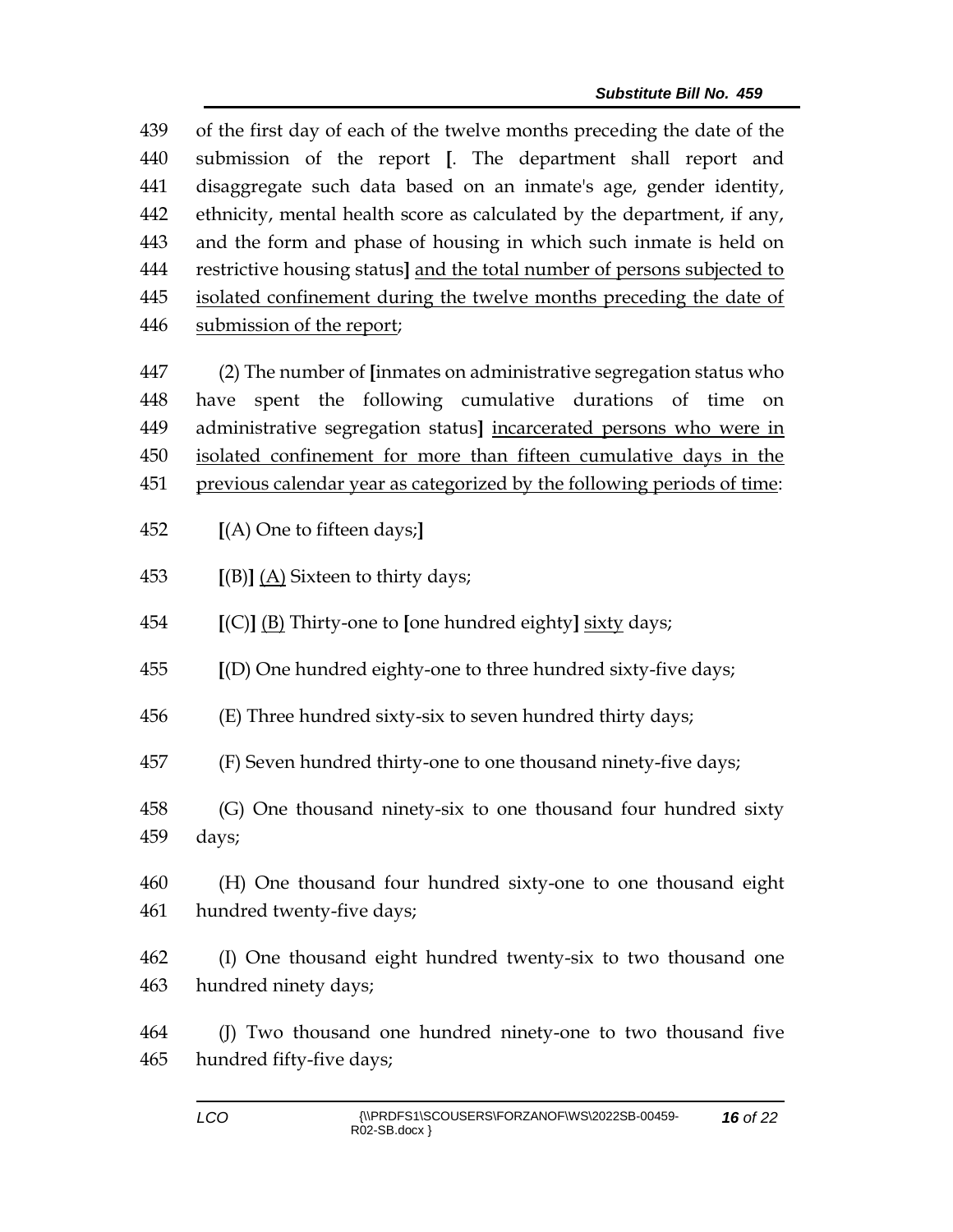439 of the first day of each of the twelve months preceding the date of the
440 submission of the report **[**. The department shall report and
441 disaggregate such data based on an inmate's age, gender identity,
442 ethnicity, mental health score as calculated by the department, if any,
443 and the form and phase of housing in which such inmate is held on
444 restrictive housing status**]** <u>and the total number of persons subjected to</u>
445 <u>isolated confinement during the twelve months preceding the date of</u>
446 <u>submission of the report</u>;

447 (2) The number of **[**inmates on administrative segregation status who
448 have spent the following cumulative durations of time on
449 administrative segregation status**]** <u>incarcerated persons who were in</u>
450 <u>isolated confinement for more than fifteen cumulative days in the</u>
451 <u>previous calendar year as categorized by the following periods of time</u>:

452 **[**(A) One to fifteen days;**]**

453 **[**(B)**]** <u>(A)</u> Sixteen to thirty days;

454 **[**(C)**]** <u>(B)</u> Thirty-one to **[**one hundred eighty**]** <u>sixty</u> days;

455 **[**(D) One hundred eighty-one to three hundred sixty-five days;

456 (E) Three hundred sixty-six to seven hundred thirty days;

457 (F) Seven hundred thirty-one to one thousand ninety-five days;

458 (G) One thousand ninety-six to one thousand four hundred sixty
459 days;

460 (H) One thousand four hundred sixty-one to one thousand eight
461 hundred twenty-five days;

462 (I) One thousand eight hundred twenty-six to two thousand one
463 hundred ninety days;

464 (J) Two thousand one hundred ninety-one to two thousand five
465 hundred fifty-five days;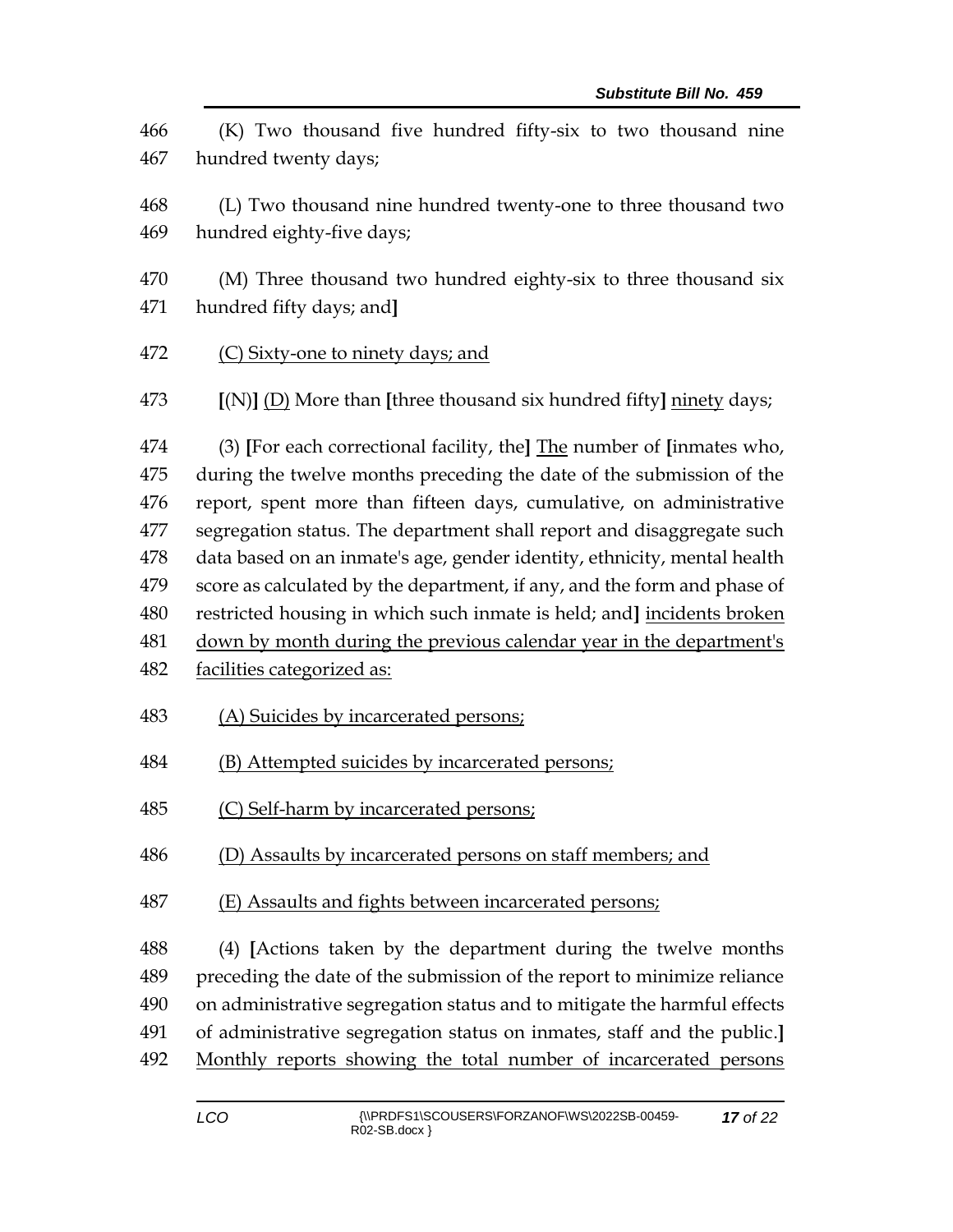466 (K) Two thousand five hundred fifty-six to two thousand nine
467 hundred twenty days;

468 (L) Two thousand nine hundred twenty-one to three thousand two
469 hundred eighty-five days;

470 (M) Three thousand two hundred eighty-six to three thousand six
471 hundred fifty days; and]

472 <u>(C) Sixty-one to ninety days; and</u>

473 **[**(N)**]** <u>(D)</u> More than **[**three thousand six hundred fifty**]** <u>ninety</u> days;

474 (3) **[**For each correctional facility, the**]** <u>The</u> number of **[**inmates who,
475 during the twelve months preceding the date of the submission of the
476 report, spent more than fifteen days, cumulative, on administrative
477 segregation status. The department shall report and disaggregate such
478 data based on an inmate's age, gender identity, ethnicity, mental health
479 score as calculated by the department, if any, and the form and phase of
480 restricted housing in which such inmate is held; and**]** <u>incidents broken</u>
481 <u>down by month during the previous calendar year in the department's</u>
482 <u>facilities categorized as:</u>

483 <u>(A) Suicides by incarcerated persons;</u>

484 <u>(B) Attempted suicides by incarcerated persons;</u>

485 <u>(C) Self-harm by incarcerated persons;</u>

486 <u>(D) Assaults by incarcerated persons on staff members; and</u>

487 <u>(E) Assaults and fights between incarcerated persons;</u>

488 (4) **[**Actions taken by the department during the twelve months
489 preceding the date of the submission of the report to minimize reliance
490 on administrative segregation status and to mitigate the harmful effects
491 of administrative segregation status on inmates, staff and the public.**]**
492 <u>Monthly reports showing the total number of incarcerated persons</u>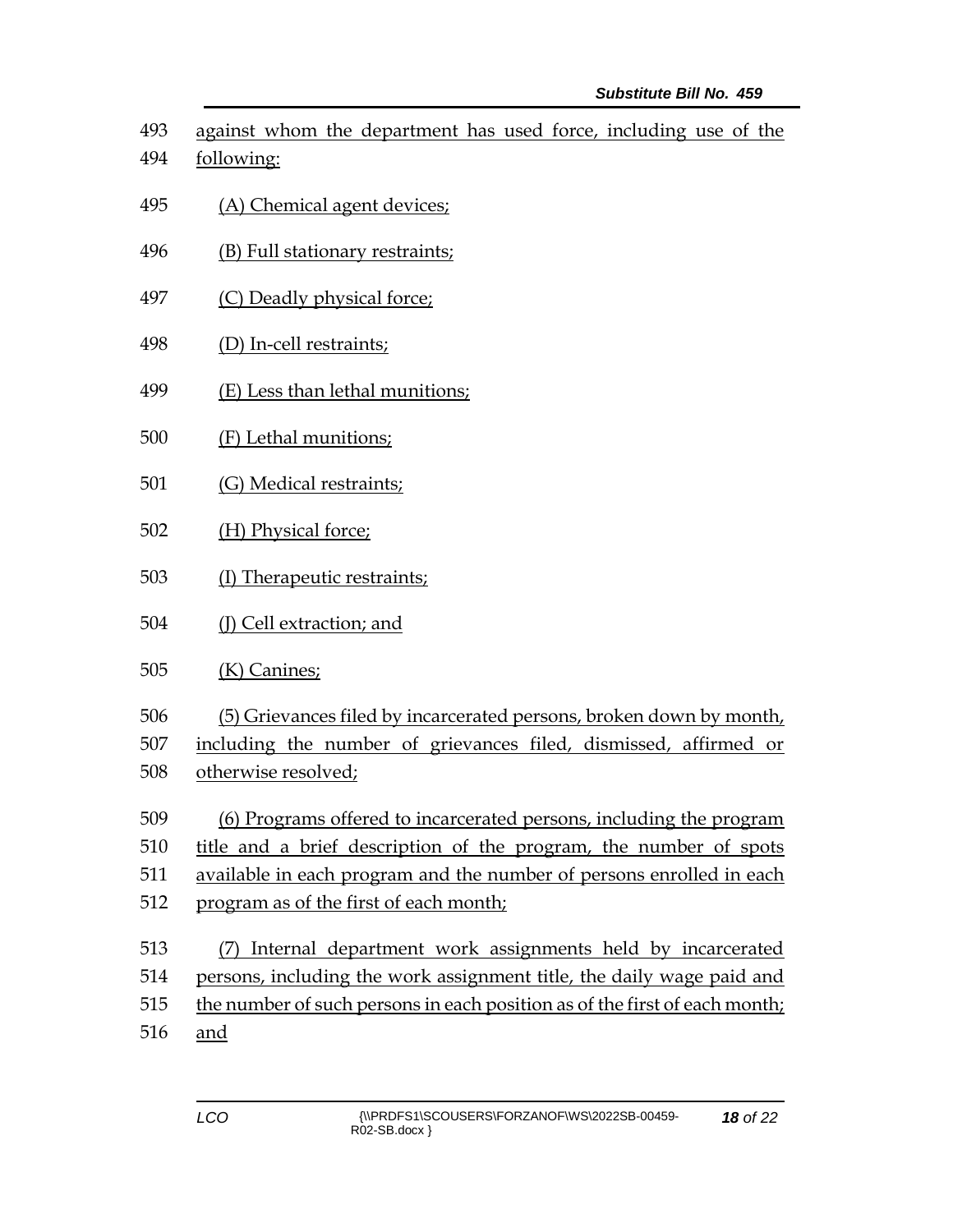493 against whom the department has used force, including use of the
494 following:

495 (A) Chemical agent devices;

496 (B) Full stationary restraints;

497 (C) Deadly physical force;

498 (D) In-cell restraints;

499 (E) Less than lethal munitions;

500 (F) Lethal munitions;

501 (G) Medical restraints;

502 (H) Physical force;

503 (I) Therapeutic restraints;

504 (J) Cell extraction; and

505 (K) Canines;

506 (5) Grievances filed by incarcerated persons, broken down by month,
507 including the number of grievances filed, dismissed, affirmed or
508 otherwise resolved;

509 (6) Programs offered to incarcerated persons, including the program
510 title and a brief description of the program, the number of spots
511 available in each program and the number of persons enrolled in each
512 program as of the first of each month;

513 (7) Internal department work assignments held by incarcerated
514 persons, including the work assignment title, the daily wage paid and
515 the number of such persons in each position as of the first of each month;
516 and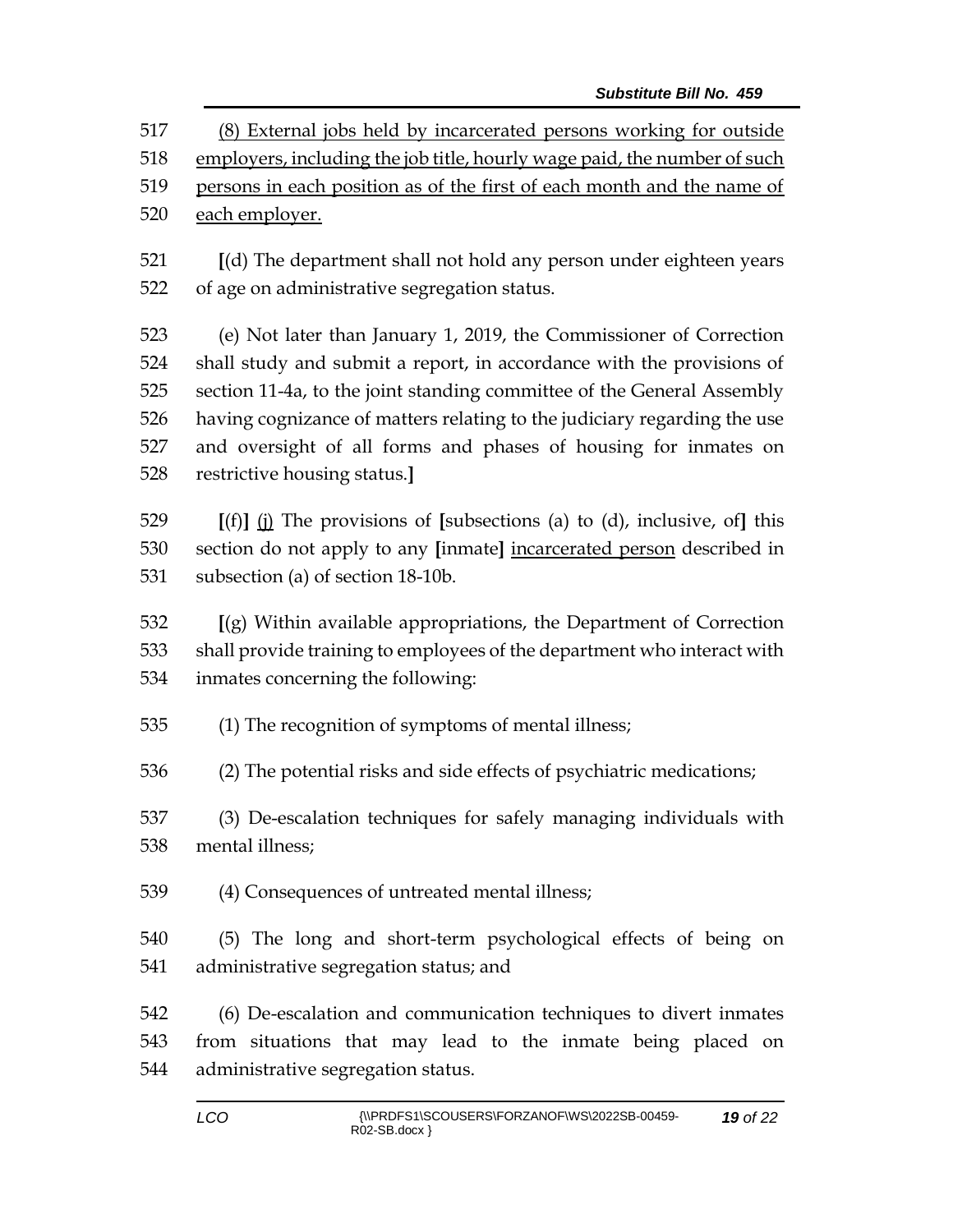517 (8) External jobs held by incarcerated persons working for outside
518 employers, including the job title, hourly wage paid, the number of such
519 persons in each position as of the first of each month and the name of
520 each employer.

521 [(d) The department shall not hold any person under eighteen years
522 of age on administrative segregation status.

523 (e) Not later than January 1, 2019, the Commissioner of Correction
524 shall study and submit a report, in accordance with the provisions of
525 section 11-4a, to the joint standing committee of the General Assembly
526 having cognizance of matters relating to the judiciary regarding the use
527 and oversight of all forms and phases of housing for inmates on
528 restrictive housing status.]

529 [(f)] (j) The provisions of [subsections (a) to (d), inclusive, of] this
530 section do not apply to any [inmate] incarcerated person described in
531 subsection (a) of section 18-10b.

532 [(g) Within available appropriations, the Department of Correction
533 shall provide training to employees of the department who interact with
534 inmates concerning the following:

535 (1) The recognition of symptoms of mental illness;

536 (2) The potential risks and side effects of psychiatric medications;

537 (3) De-escalation techniques for safely managing individuals with
538 mental illness;

539 (4) Consequences of untreated mental illness;

540 (5) The long and short-term psychological effects of being on
541 administrative segregation status; and

542 (6) De-escalation and communication techniques to divert inmates
543 from situations that may lead to the inmate being placed on
544 administrative segregation status.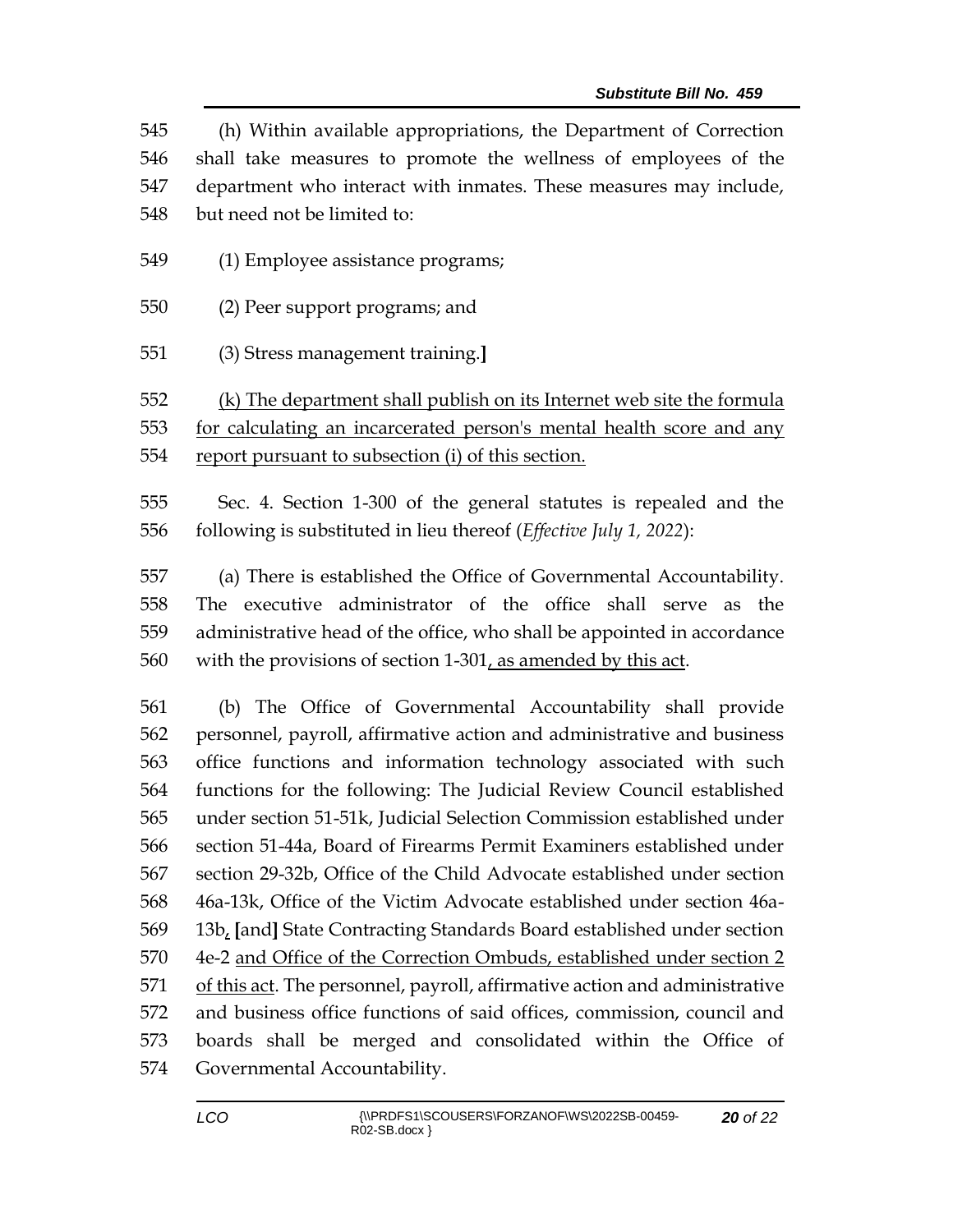545 (h) Within available appropriations, the Department of Correction
546 shall take measures to promote the wellness of employees of the
547 department who interact with inmates. These measures may include,
548 but need not be limited to:

549 (1) Employee assistance programs;

550 (2) Peer support programs; and

551 (3) Stress management training.]

552 <u>(k) The department shall publish on its Internet web site the formula</u>
553 <u>for calculating an incarcerated person's mental health score and any</u>
554 <u>report pursuant to subsection (i) of this section.</u>

555 Sec. 4. Section 1-300 of the general statutes is repealed and the
556 following is substituted in lieu thereof (*Effective July 1, 2022*):

557 (a) There is established the Office of Governmental Accountability.
558 The executive administrator of the office shall serve as the
559 administrative head of the office, who shall be appointed in accordance
560 with the provisions of section 1-301<u>, as amended by this act</u>.

561 (b) The Office of Governmental Accountability shall provide
562 personnel, payroll, affirmative action and administrative and business
563 office functions and information technology associated with such
564 functions for the following: The Judicial Review Council established
565 under section 51-51k, Judicial Selection Commission established under
566 section 51-44a, Board of Firearms Permit Examiners established under
567 section 29-32b, Office of the Child Advocate established under section
568 46a-13k, Office of the Victim Advocate established under section 46a-
569 13b<u>,</u> [and] State Contracting Standards Board established under section
570 4e-2 <u>and Office of the Correction Ombuds, established under section 2</u>
571 <u>of this act</u>. The personnel, payroll, affirmative action and administrative
572 and business office functions of said offices, commission, council and
573 boards shall be merged and consolidated within the Office of
574 Governmental Accountability.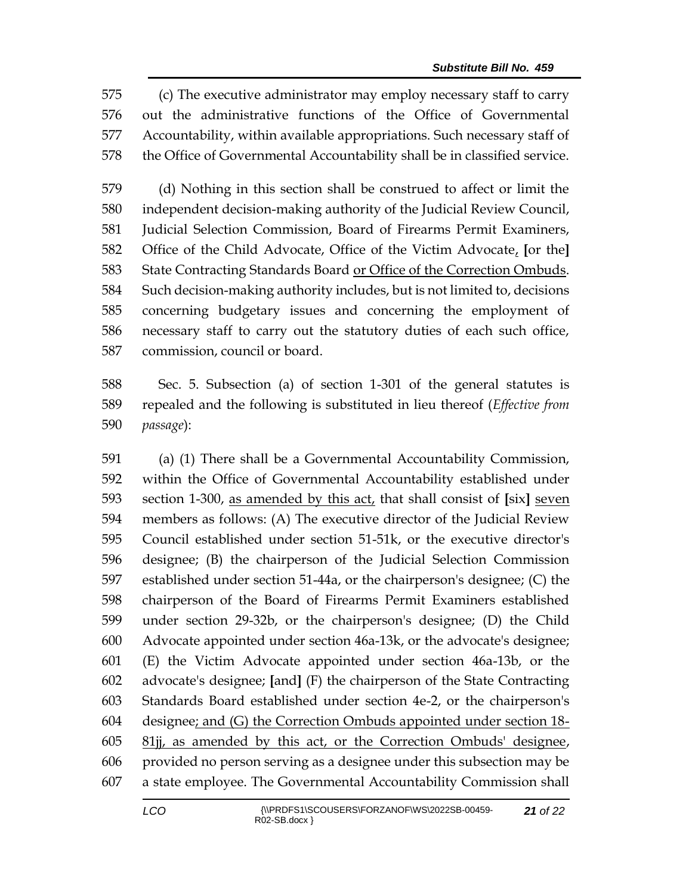575 (c) The executive administrator may employ necessary staff to carry
576 out the administrative functions of the Office of Governmental
577 Accountability, within available appropriations. Such necessary staff of
578 the Office of Governmental Accountability shall be in classified service.

579 (d) Nothing in this section shall be construed to affect or limit the
580 independent decision-making authority of the Judicial Review Council,
581 Judicial Selection Commission, Board of Firearms Permit Examiners,
582 Office of the Child Advocate, Office of the Victim Advocate, [or the]
583 State Contracting Standards Board or Office of the Correction Ombuds.
584 Such decision-making authority includes, but is not limited to, decisions
585 concerning budgetary issues and concerning the employment of
586 necessary staff to carry out the statutory duties of each such office,
587 commission, council or board.

588 Sec. 5. Subsection (a) of section 1-301 of the general statutes is
589 repealed and the following is substituted in lieu thereof (*Effective from*
590 *passage*):

591 (a) (1) There shall be a Governmental Accountability Commission,
592 within the Office of Governmental Accountability established under
593 section 1-300, as amended by this act, that shall consist of [six] seven
594 members as follows: (A) The executive director of the Judicial Review
595 Council established under section 51-51k, or the executive director's
596 designee; (B) the chairperson of the Judicial Selection Commission
597 established under section 51-44a, or the chairperson's designee; (C) the
598 chairperson of the Board of Firearms Permit Examiners established
599 under section 29-32b, or the chairperson's designee; (D) the Child
600 Advocate appointed under section 46a-13k, or the advocate's designee;
601 (E) the Victim Advocate appointed under section 46a-13b, or the
602 advocate's designee; [and] (F) the chairperson of the State Contracting
603 Standards Board established under section 4e-2, or the chairperson's
604 designee; and (G) the Correction Ombuds appointed under section 18-
605 81jj, as amended by this act, or the Correction Ombuds' designee,
606 provided no person serving as a designee under this subsection may be
607 a state employee. The Governmental Accountability Commission shall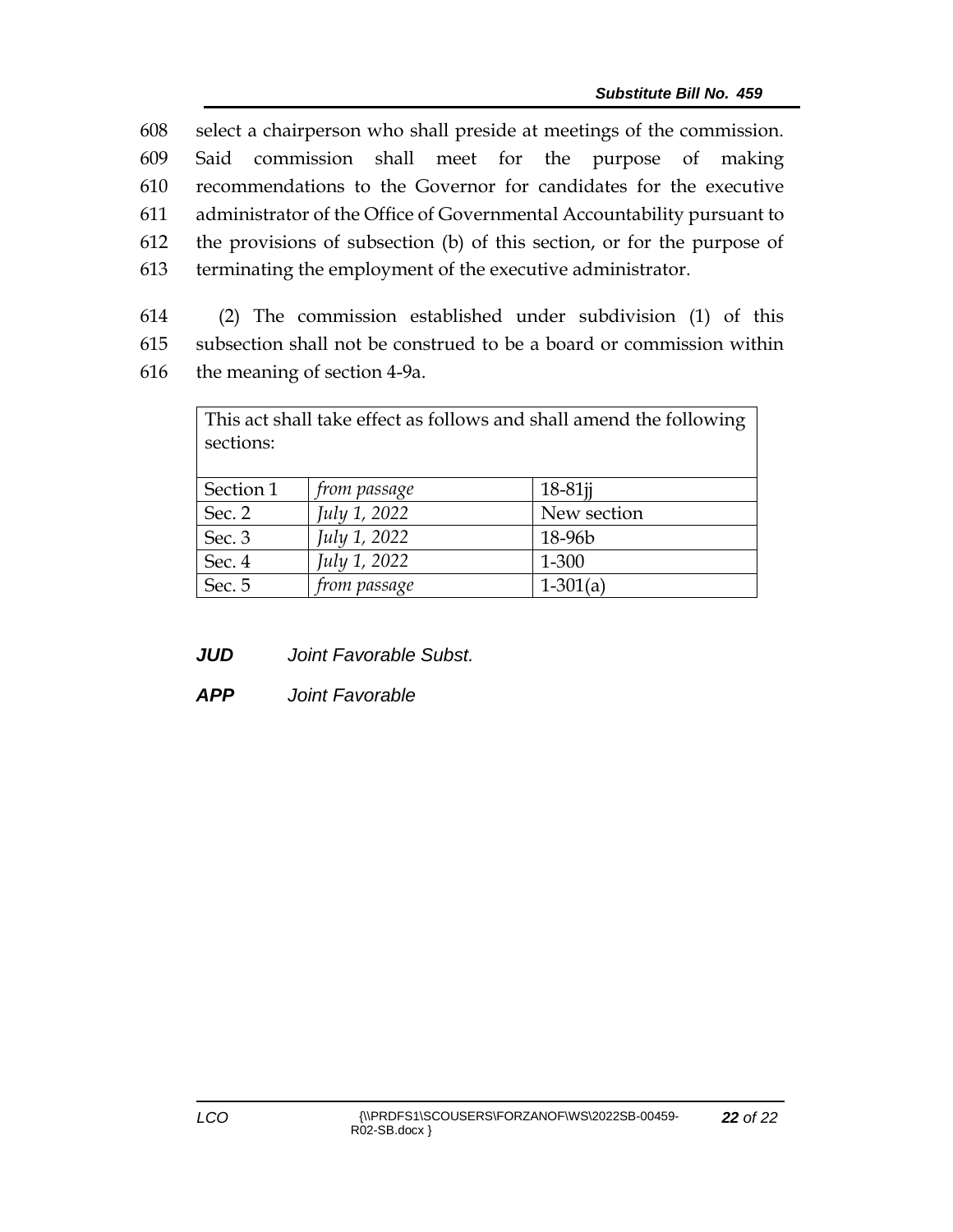select a chairperson who shall preside at meetings of the commission. Said commission shall meet for the purpose of making recommendations to the Governor for candidates for the executive administrator of the Office of Governmental Accountability pursuant to the provisions of subsection (b) of this section, or for the purpose of terminating the employment of the executive administrator.

(2) The commission established under subdivision (1) of this subsection shall not be construed to be a board or commission within the meaning of section 4-9a.

| This act shall take effect as follows and shall amend the following sections: | | |
|---|---|---|
| Section 1 | *from passage* | 18-81jj |
| Sec. 2 | *July 1, 2022* | New section |
| Sec. 3 | *July 1, 2022* | 18-96b |
| Sec. 4 | *July 1, 2022* | 1-300 |
| Sec. 5 | *from passage* | 1-301(a) |

***JUD*** *Joint Favorable Subst.*

***APP*** *Joint Favorable*